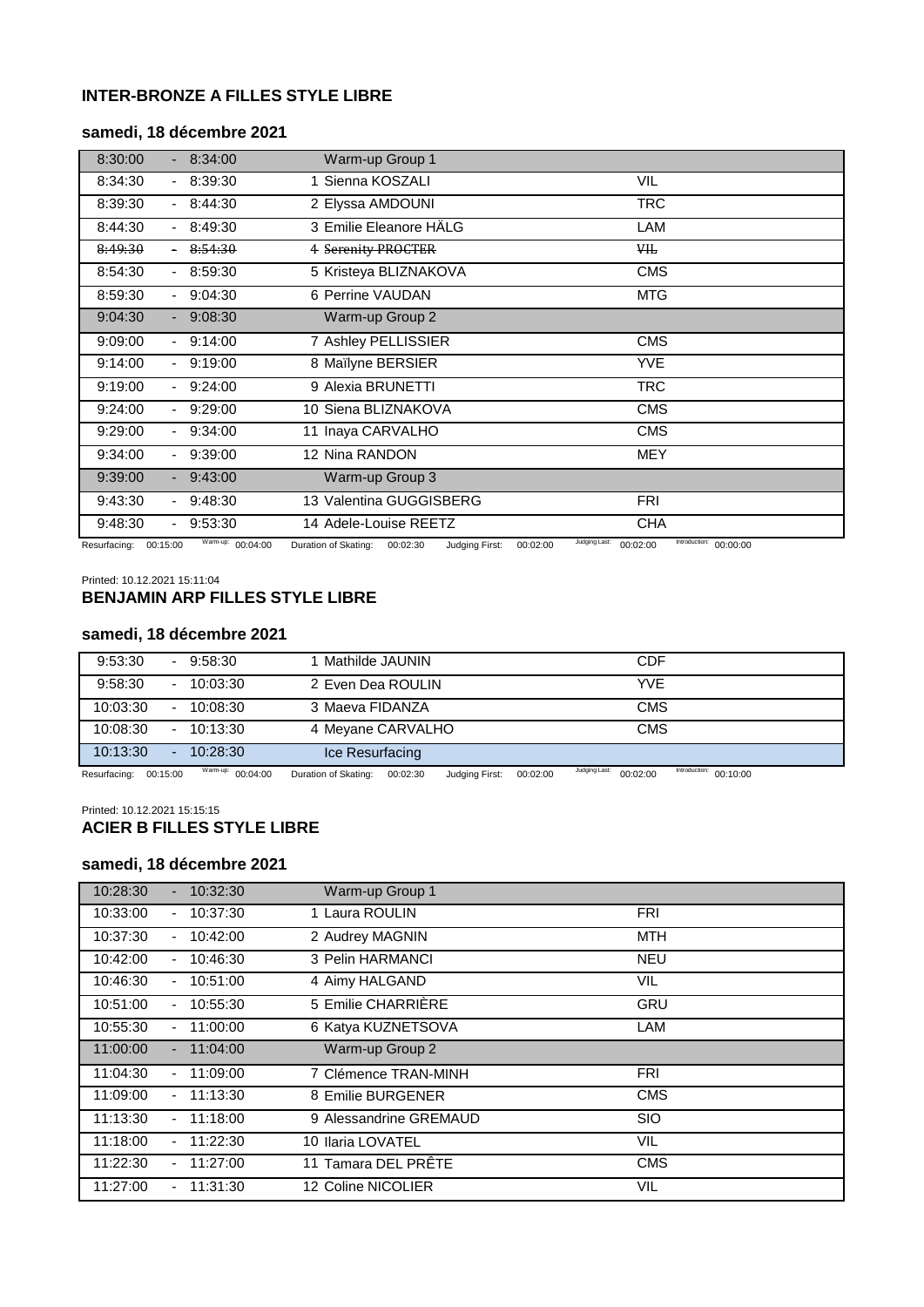## INTER-BRONZE A FILLES STYLE LIBRE

### samedi, 18 décembre 2021

| Start | | End | Skater | Club |
|---|---|---|---|---|
| 8:30:00 | - | 8:34:00 | Warm-up Group 1 | |
| 8:34:30 | - | 8:39:30 | 1 Sienna KOSZALI | VIL |
| 8:39:30 | - | 8:44:30 | 2 Elyssa AMDOUNI | TRC |
| 8:44:30 | - | 8:49:30 | 3 Emilie Eleanore HÄLG | LAM |
| ~~8:49:30~~ | - | ~~8:54:30~~ | ~~4 Serenity PROCTER~~ | ~~VIL~~ |
| 8:54:30 | - | 8:59:30 | 5 Kristeya BLIZNAKOVA | CMS |
| 8:59:30 | - | 9:04:30 | 6 Perrine VAUDAN | MTG |
| 9:04:30 | - | 9:08:30 | Warm-up Group 2 | |
| 9:09:00 | - | 9:14:00 | 7 Ashley PELLISSIER | CMS |
| 9:14:00 | - | 9:19:00 | 8 Maïlyne BERSIER | YVE |
| 9:19:00 | - | 9:24:00 | 9 Alexia BRUNETTI | TRC |
| 9:24:00 | - | 9:29:00 | 10 Siena BLIZNAKOVA | CMS |
| 9:29:00 | - | 9:34:00 | 11 Inaya CARVALHO | CMS |
| 9:34:00 | - | 9:39:00 | 12 Nina RANDON | MEY |
| 9:39:00 | - | 9:43:00 | Warm-up Group 3 | |
| 9:43:30 | - | 9:48:30 | 13 Valentina GUGGISBERG | FRI |
| 9:48:30 | - | 9:53:30 | 14 Adele-Louise REETZ | CHA |

Resurfacing: 00:15:00 Warm-up: 00:04:00 Duration of Skating: 00:02:30 Judging First: 00:02:00 Judging Last: 00:02:00 Introduction: 00:00:00

Printed: 10.12.2021 15:11:04

## BENJAMIN ARP FILLES STYLE LIBRE

### samedi, 18 décembre 2021

| Start | | End | Skater | Club |
|---|---|---|---|---|
| 9:53:30 | - | 9:58:30 | 1 Mathilde JAUNIN | CDF |
| 9:58:30 | - | 10:03:30 | 2 Even Dea ROULIN | YVE |
| 10:03:30 | - | 10:08:30 | 3 Maeva FIDANZA | CMS |
| 10:08:30 | - | 10:13:30 | 4 Meyane CARVALHO | CMS |
| 10:13:30 | - | 10:28:30 | Ice Resurfacing | |

Resurfacing: 00:15:00 Warm-up: 00:04:00 Duration of Skating: 00:02:30 Judging First: 00:02:00 Judging Last: 00:02:00 Introduction: 00:10:00

Printed: 10.12.2021 15:15:15

## ACIER B FILLES STYLE LIBRE

### samedi, 18 décembre 2021

| Start | | End | Skater | Club |
|---|---|---|---|---|
| 10:28:30 | - | 10:32:30 | Warm-up Group 1 | |
| 10:33:00 | - | 10:37:30 | 1 Laura ROULIN | FRI |
| 10:37:30 | - | 10:42:00 | 2 Audrey MAGNIN | MTH |
| 10:42:00 | - | 10:46:30 | 3 Pelin HARMANCI | NEU |
| 10:46:30 | - | 10:51:00 | 4 Aimy HALGAND | VIL |
| 10:51:00 | - | 10:55:30 | 5 Emilie CHARRIÈRE | GRU |
| 10:55:30 | - | 11:00:00 | 6 Katya KUZNETSOVA | LAM |
| 11:00:00 | - | 11:04:00 | Warm-up Group 2 | |
| 11:04:30 | - | 11:09:00 | 7 Clémence TRAN-MINH | FRI |
| 11:09:00 | - | 11:13:30 | 8 Emilie BURGENER | CMS |
| 11:13:30 | - | 11:18:00 | 9 Alessandrine GREMAUD | SIO |
| 11:18:00 | - | 11:22:30 | 10 Ilaria LOVATEL | VIL |
| 11:22:30 | - | 11:27:00 | 11 Tamara DEL PRÊTE | CMS |
| 11:27:00 | - | 11:31:30 | 12 Coline NICOLIER | VIL |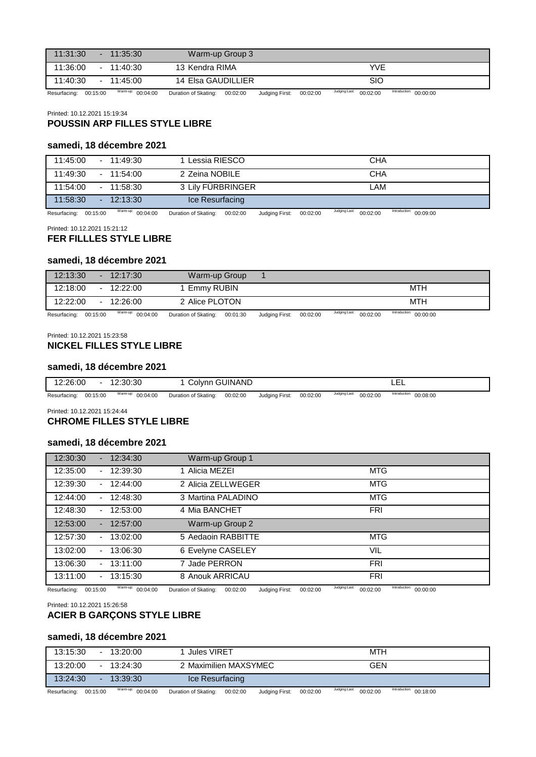| 11:31:30 | - | 11:35:30 | Warm-up Group 3 | |
|---|---|---|---|---|
| 11:36:00 | - | 11:40:30 | 13 Kendra RIMA | YVE |
| 11:40:30 | - | 11:45:00 | 14 Elsa GAUDILLIER | SIO |

Resurfacing: 00:15:00 Warm-up: 00:04:00 Duration of Skating: 00:02:00 Judging First: 00:02:00 Judging Last: 00:02:00 Introduction: 00:00:00

Printed: 10.12.2021 15:19:34

## POUSSIN ARP FILLES STYLE LIBRE

### samedi, 18 décembre 2021

| 11:45:00 | - | 11:49:30 | 1 Lessia RIESCO | CHA |
|---|---|---|---|---|
| 11:49:30 | - | 11:54:00 | 2 Zeina NOBILE | CHA |
| 11:54:00 | - | 11:58:30 | 3 Lily FÜRBRINGER | LAM |
| 11:58:30 | - | 12:13:30 | Ice Resurfacing | |

Resurfacing: 00:15:00 Warm-up: 00:04:00 Duration of Skating: 00:02:00 Judging First: 00:02:00 Judging Last: 00:02:00 Introduction: 00:09:00

Printed: 10.12.2021 15:21:12

## FER FILLLES STYLE LIBRE

### samedi, 18 décembre 2021

| 12:13:30 | - | 12:17:30 | Warm-up Group 1 | |
|---|---|---|---|---|
| 12:18:00 | - | 12:22:00 | 1 Emmy RUBIN | MTH |
| 12:22:00 | - | 12:26:00 | 2 Alice PLOTON | MTH |

Resurfacing: 00:15:00 Warm-up: 00:04:00 Duration of Skating: 00:01:30 Judging First: 00:02:00 Judging Last: 00:02:00 Introduction: 00:00:00

Printed: 10.12.2021 15:23:58

## NICKEL FILLES STYLE LIBRE

### samedi, 18 décembre 2021

| 12:26:00 | - | 12:30:30 | 1 Colynn GUINAND | LEL |
|---|---|---|---|---|

Resurfacing: 00:15:00 Warm-up: 00:04:00 Duration of Skating: 00:02:00 Judging First: 00:02:00 Judging Last: 00:02:00 Introduction: 00:08:00

Printed: 10.12.2021 15:24:44

## CHROME FILLES STYLE LIBRE

### samedi, 18 décembre 2021

| 12:30:30 | - | 12:34:30 | Warm-up Group 1 | |
|---|---|---|---|---|
| 12:35:00 | - | 12:39:30 | 1 Alicia MEZEI | MTG |
| 12:39:30 | - | 12:44:00 | 2 Alicia ZELLWEGER | MTG |
| 12:44:00 | - | 12:48:30 | 3 Martina PALADINO | MTG |
| 12:48:30 | - | 12:53:00 | 4 Mia BANCHET | FRI |
| 12:53:00 | - | 12:57:00 | Warm-up Group 2 | |
| 12:57:30 | - | 13:02:00 | 5 Aedaoin RABBITTE | MTG |
| 13:02:00 | - | 13:06:30 | 6 Evelyne CASELEY | VIL |
| 13:06:30 | - | 13:11:00 | 7 Jade PERRON | FRI |
| 13:11:00 | - | 13:15:30 | 8 Anouk ARRICAU | FRI |

Resurfacing: 00:15:00 Warm-up: 00:04:00 Duration of Skating: 00:02:00 Judging First: 00:02:00 Judging Last: 00:02:00 Introduction: 00:00:00

Printed: 10.12.2021 15:26:58

## ACIER B GARÇONS STYLE LIBRE

### samedi, 18 décembre 2021

| 13:15:30 | - | 13:20:00 | 1 Jules VIRET | MTH |
|---|---|---|---|---|
| 13:20:00 | - | 13:24:30 | 2 Maximilien MAXSYMEC | GEN |
| 13:24:30 | - | 13:39:30 | Ice Resurfacing | |

Resurfacing: 00:15:00 Warm-up: 00:04:00 Duration of Skating: 00:02:00 Judging First: 00:02:00 Judging Last: 00:02:00 Introduction: 00:18:00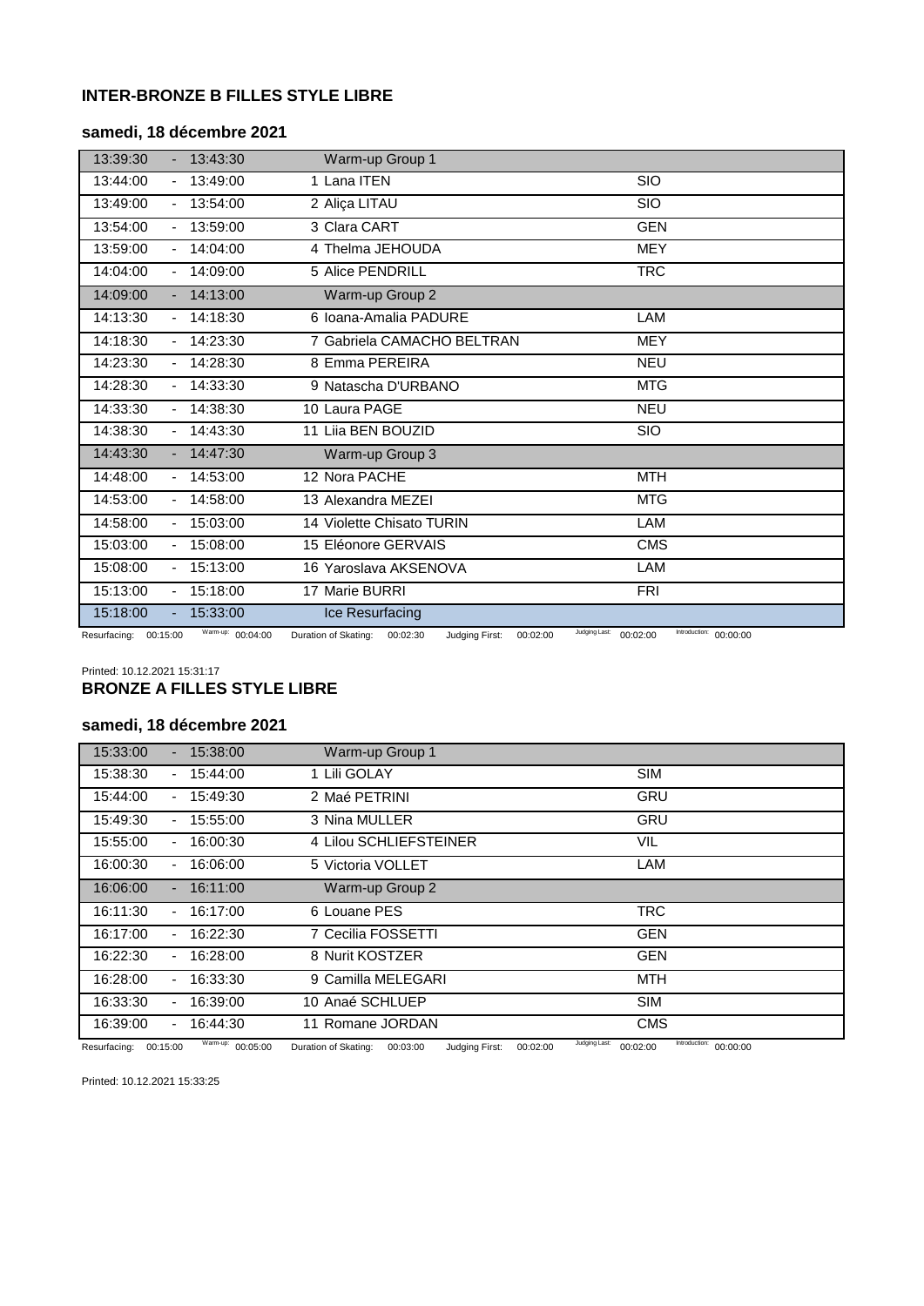### INTER-BRONZE B FILLES STYLE LIBRE

#### samedi, 18 décembre 2021

| Start | | End | Skater | Club |
|---|---|---|---|---|
| 13:39:30 | - | 13:43:30 | Warm-up Group 1 | |
| 13:44:00 | - | 13:49:00 | 1 Lana ITEN | SIO |
| 13:49:00 | - | 13:54:00 | 2 Aliça LITAU | SIO |
| 13:54:00 | - | 13:59:00 | 3 Clara CART | GEN |
| 13:59:00 | - | 14:04:00 | 4 Thelma JEHOUDA | MEY |
| 14:04:00 | - | 14:09:00 | 5 Alice PENDRILL | TRC |
| 14:09:00 | - | 14:13:00 | Warm-up Group 2 | |
| 14:13:30 | - | 14:18:30 | 6 Ioana-Amalia PADURE | LAM |
| 14:18:30 | - | 14:23:30 | 7 Gabriela CAMACHO BELTRAN | MEY |
| 14:23:30 | - | 14:28:30 | 8 Emma PEREIRA | NEU |
| 14:28:30 | - | 14:33:30 | 9 Natascha D'URBANO | MTG |
| 14:33:30 | - | 14:38:30 | 10 Laura PAGE | NEU |
| 14:38:30 | - | 14:43:30 | 11 Liia BEN BOUZID | SIO |
| 14:43:30 | - | 14:47:30 | Warm-up Group 3 | |
| 14:48:00 | - | 14:53:00 | 12 Nora PACHE | MTH |
| 14:53:00 | - | 14:58:00 | 13 Alexandra MEZEI | MTG |
| 14:58:00 | - | 15:03:00 | 14 Violette Chisato TURIN | LAM |
| 15:03:00 | - | 15:08:00 | 15 Eléonore GERVAIS | CMS |
| 15:08:00 | - | 15:13:00 | 16 Yaroslava AKSENOVA | LAM |
| 15:13:00 | - | 15:18:00 | 17 Marie BURRI | FRI |
| 15:18:00 | - | 15:33:00 | Ice Resurfacing | |

Resurfacing: 00:15:00 Warm-up: 00:04:00 Duration of Skating: 00:02:30 Judging First: 00:02:00 Judging Last: 00:02:00 Introduction: 00:00:00

Printed: 10.12.2021 15:31:17

### BRONZE A FILLES STYLE LIBRE

#### samedi, 18 décembre 2021

| Start | | End | Skater | Club |
|---|---|---|---|---|
| 15:33:00 | - | 15:38:00 | Warm-up Group 1 | |
| 15:38:30 | - | 15:44:00 | 1 Lili GOLAY | SIM |
| 15:44:00 | - | 15:49:30 | 2 Maé PETRINI | GRU |
| 15:49:30 | - | 15:55:00 | 3 Nina MULLER | GRU |
| 15:55:00 | - | 16:00:30 | 4 Lilou SCHLIEFSTEINER | VIL |
| 16:00:30 | - | 16:06:00 | 5 Victoria VOLLET | LAM |
| 16:06:00 | - | 16:11:00 | Warm-up Group 2 | |
| 16:11:30 | - | 16:17:00 | 6 Louane PES | TRC |
| 16:17:00 | - | 16:22:30 | 7 Cecilia FOSSETTI | GEN |
| 16:22:30 | - | 16:28:00 | 8 Nurit KOSTZER | GEN |
| 16:28:00 | - | 16:33:30 | 9 Camilla MELEGARI | MTH |
| 16:33:30 | - | 16:39:00 | 10 Anaé SCHLUEP | SIM |
| 16:39:00 | - | 16:44:30 | 11 Romane JORDAN | CMS |

Resurfacing: 00:15:00 Warm-up: 00:05:00 Duration of Skating: 00:03:00 Judging First: 00:02:00 Judging Last: 00:02:00 Introduction: 00:00:00

Printed: 10.12.2021 15:33:25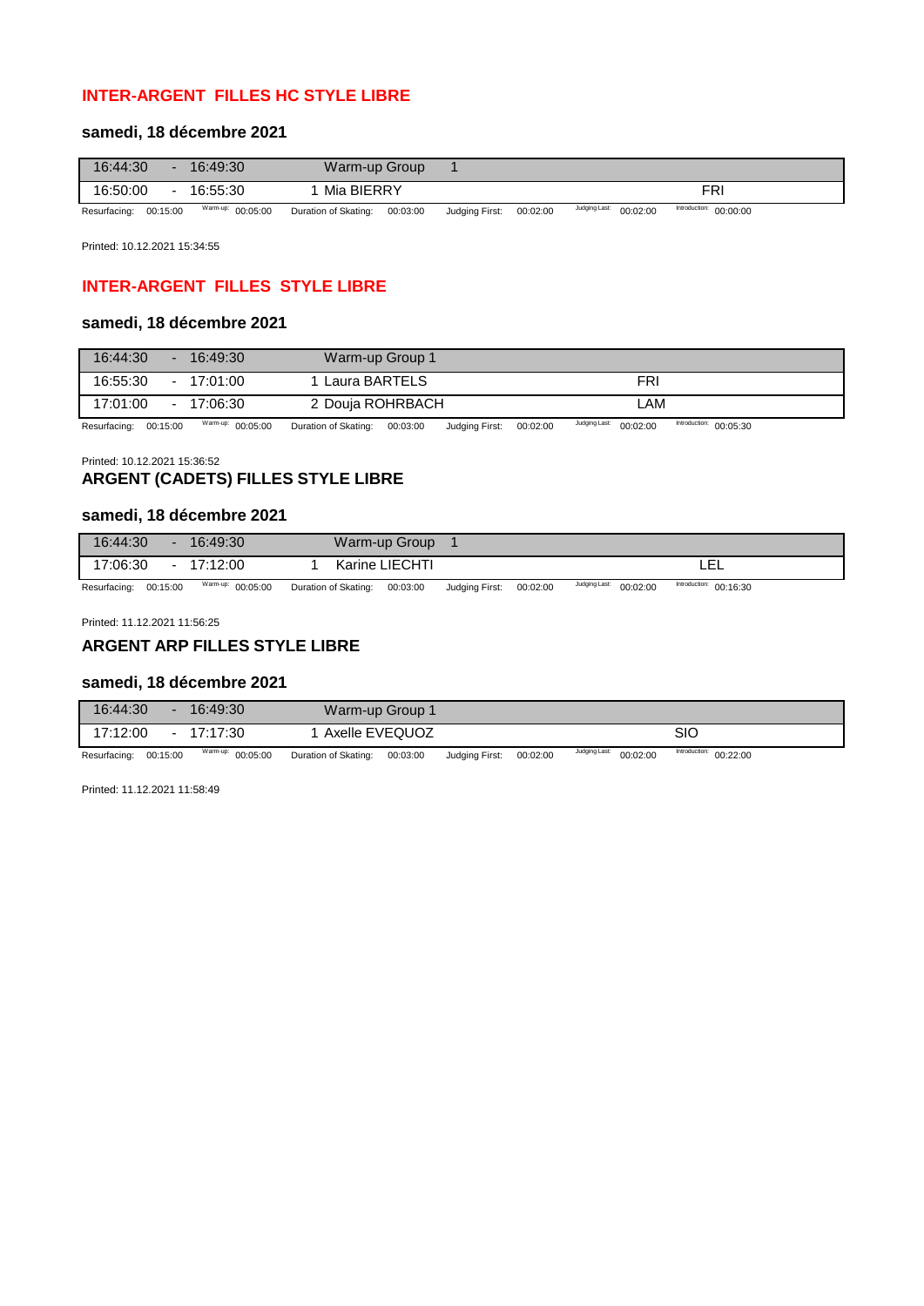## INTER-ARGENT FILLES HC STYLE LIBRE

### samedi, 18 décembre 2021

| | | | |
|---|---|---|---|
| 16:44:30 - 16:49:30 | Warm-up Group 1 | | |
| 16:50:00 - 16:55:30 | 1 | Mia BIERRY | FRI |

Resurfacing: 00:15:00 Warm-up: 00:05:00 Duration of Skating: 00:03:00 Judging First: 00:02:00 Judging Last: 00:02:00 Introduction: 00:00:00

Printed: 10.12.2021 15:34:55

## INTER-ARGENT FILLES STYLE LIBRE

### samedi, 18 décembre 2021

| | | | |
|---|---|---|---|
| 16:44:30 - 16:49:30 | Warm-up Group 1 | | |
| 16:55:30 - 17:01:00 | 1 | Laura BARTELS | FRI |
| 17:01:00 - 17:06:30 | 2 | Douja ROHRBACH | LAM |

Resurfacing: 00:15:00 Warm-up: 00:05:00 Duration of Skating: 00:03:00 Judging First: 00:02:00 Judging Last: 00:02:00 Introduction: 00:05:30

Printed: 10.12.2021 15:36:52

## ARGENT (CADETS) FILLES STYLE LIBRE

### samedi, 18 décembre 2021

| | | | |
|---|---|---|---|
| 16:44:30 - 16:49:30 | Warm-up Group 1 | | |
| 17:06:30 - 17:12:00 | 1 | Karine LIECHTI | LEL |

Resurfacing: 00:15:00 Warm-up: 00:05:00 Duration of Skating: 00:03:00 Judging First: 00:02:00 Judging Last: 00:02:00 Introduction: 00:16:30

Printed: 11.12.2021 11:56:25

## ARGENT ARP FILLES STYLE LIBRE

### samedi, 18 décembre 2021

| | | | |
|---|---|---|---|
| 16:44:30 - 16:49:30 | Warm-up Group 1 | | |
| 17:12:00 - 17:17:30 | 1 | Axelle EVEQUOZ | SIO |

Resurfacing: 00:15:00 Warm-up: 00:05:00 Duration of Skating: 00:03:00 Judging First: 00:02:00 Judging Last: 00:02:00 Introduction: 00:22:00

Printed: 11.12.2021 11:58:49